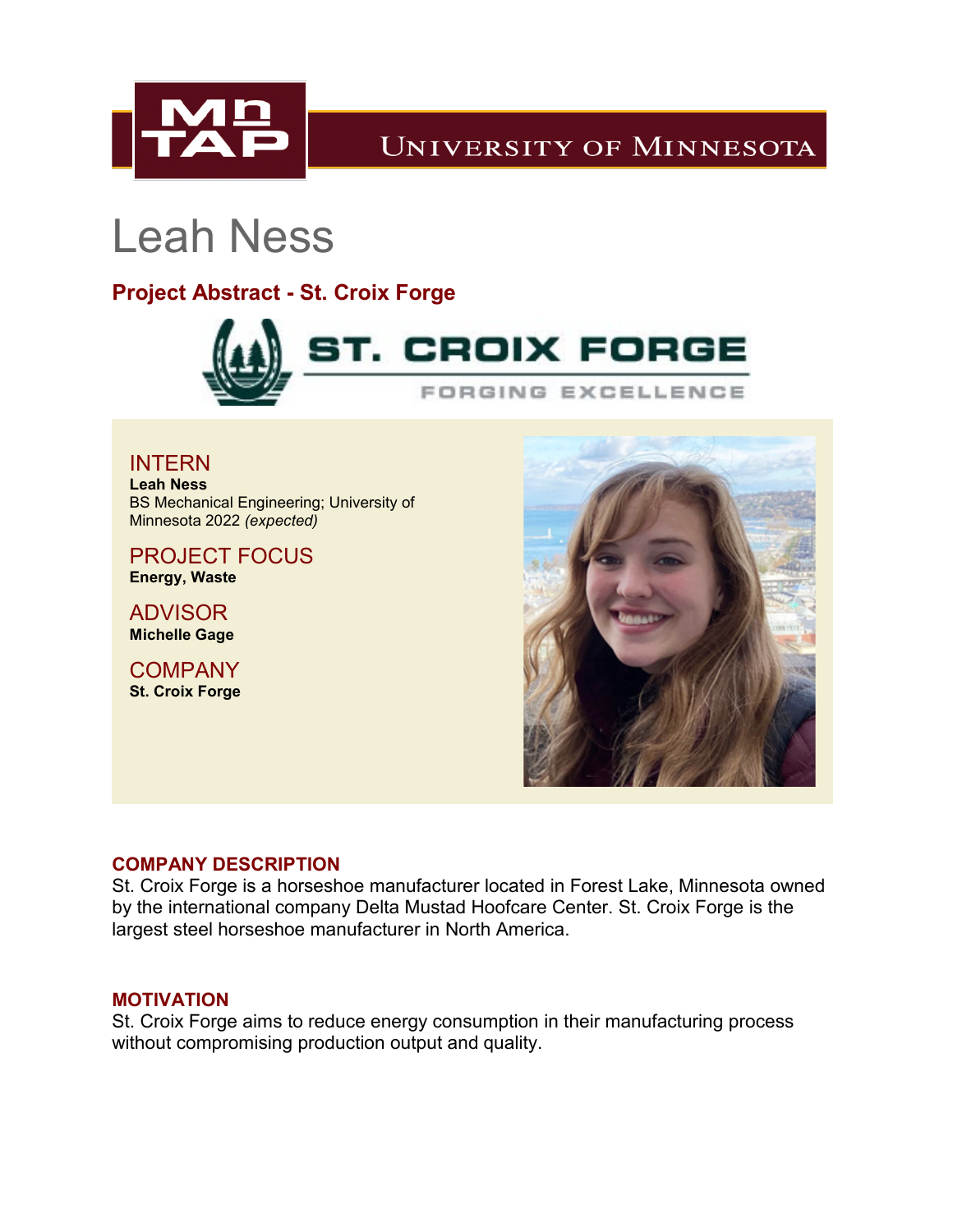# Leah Ness

## Project Abstract - St. Croix Forge

### INTERN

**Leah Ness**
BS Mechanical Engineering; University of Minnesota 2022 *(expected)*

### PROJECT FOCUS

**Energy, Waste**

### ADVISOR

**Michelle Gage**

### COMPANY

**St. Croix Forge**

### COMPANY DESCRIPTION

St. Croix Forge is a horseshoe manufacturer located in Forest Lake, Minnesota owned by the international company Delta Mustad Hoofcare Center. St. Croix Forge is the largest steel horseshoe manufacturer in North America.

### MOTIVATION

St. Croix Forge aims to reduce energy consumption in their manufacturing process without compromising production output and quality.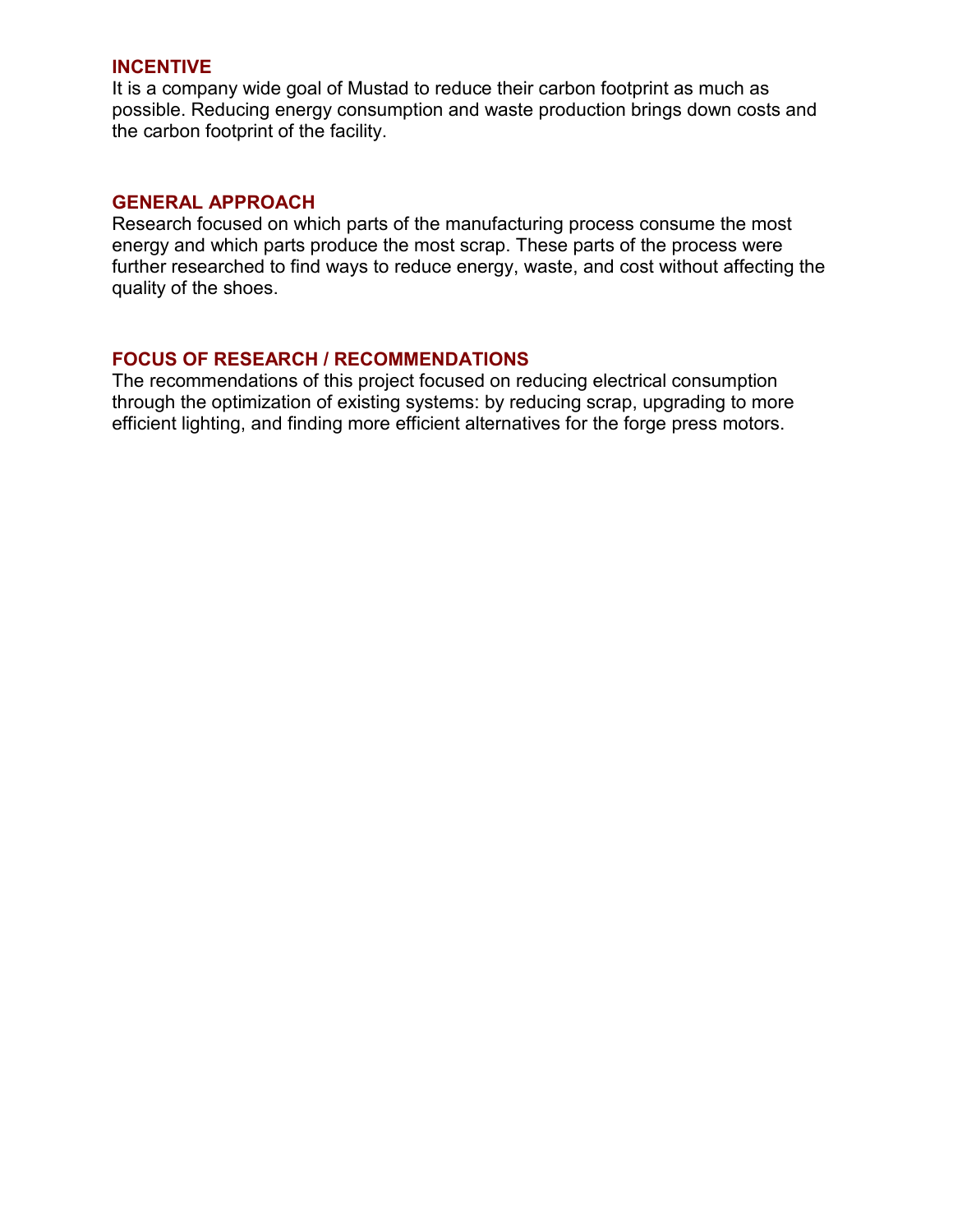## INCENTIVE

It is a company wide goal of Mustad to reduce their carbon footprint as much as possible. Reducing energy consumption and waste production brings down costs and the carbon footprint of the facility.

## GENERAL APPROACH

Research focused on which parts of the manufacturing process consume the most energy and which parts produce the most scrap. These parts of the process were further researched to find ways to reduce energy, waste, and cost without affecting the quality of the shoes.

## FOCUS OF RESEARCH / RECOMMENDATIONS

The recommendations of this project focused on reducing electrical consumption through the optimization of existing systems: by reducing scrap, upgrading to more efficient lighting, and finding more efficient alternatives for the forge press motors.